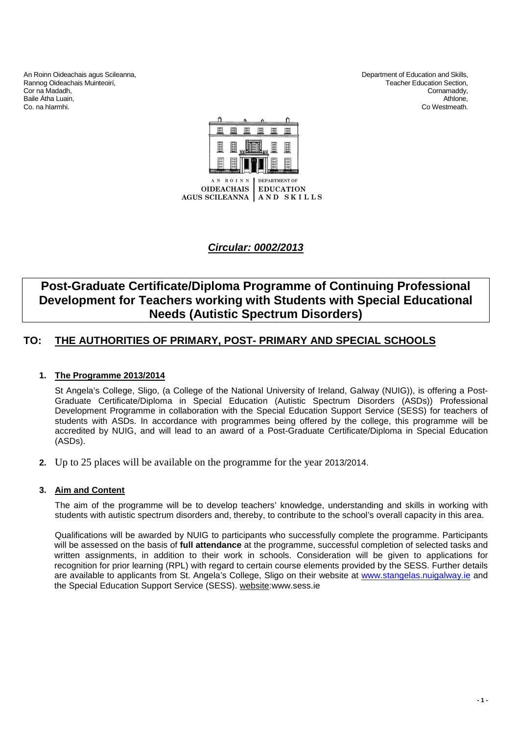An Roinn Oideachais agus Scileanna,
Rannog Oideachais Muinteoirí,
Cor na Madadh,
Baile Átha Luain,
Co. na hIarmhi.

Department of Education and Skills,
Teacher Education Section,
Cornamaddy,
Athlone,
Co Westmeath.

AN ROINN OIDEACHAIS AGUS SCILEANNA | DEPARTMENT OF EDUCATION AND SKILLS

***Circular: 0002/2013***

# Post-Graduate Certificate/Diploma Programme of Continuing Professional Development for Teachers working with Students with Special Educational Needs (Autistic Spectrum Disorders)

## TO: THE AUTHORITIES OF PRIMARY, POST- PRIMARY AND SPECIAL SCHOOLS

### 1. The Programme 2013/2014

St Angela's College, Sligo, (a College of the National University of Ireland, Galway (NUIG)), is offering a Post-Graduate Certificate/Diploma in Special Education (Autistic Spectrum Disorders (ASDs)) Professional Development Programme in collaboration with the Special Education Support Service (SESS) for teachers of students with ASDs. In accordance with programmes being offered by the college, this programme will be accredited by NUIG, and will lead to an award of a Post-Graduate Certificate/Diploma in Special Education (ASDs).

**2.** Up to 25 places will be available on the programme for the year 2013/2014.

### 3. Aim and Content

The aim of the programme will be to develop teachers' knowledge, understanding and skills in working with students with autistic spectrum disorders and, thereby, to contribute to the school's overall capacity in this area.

Qualifications will be awarded by NUIG to participants who successfully complete the programme. Participants will be assessed on the basis of **full attendance** at the programme, successful completion of selected tasks and written assignments, in addition to their work in schools. Consideration will be given to applications for recognition for prior learning (RPL) with regard to certain course elements provided by the SESS. Further details are available to applicants from St. Angela's College, Sligo on their website at www.stangelas.nuigalway.ie and the Special Education Support Service (SESS). website:www.sess.ie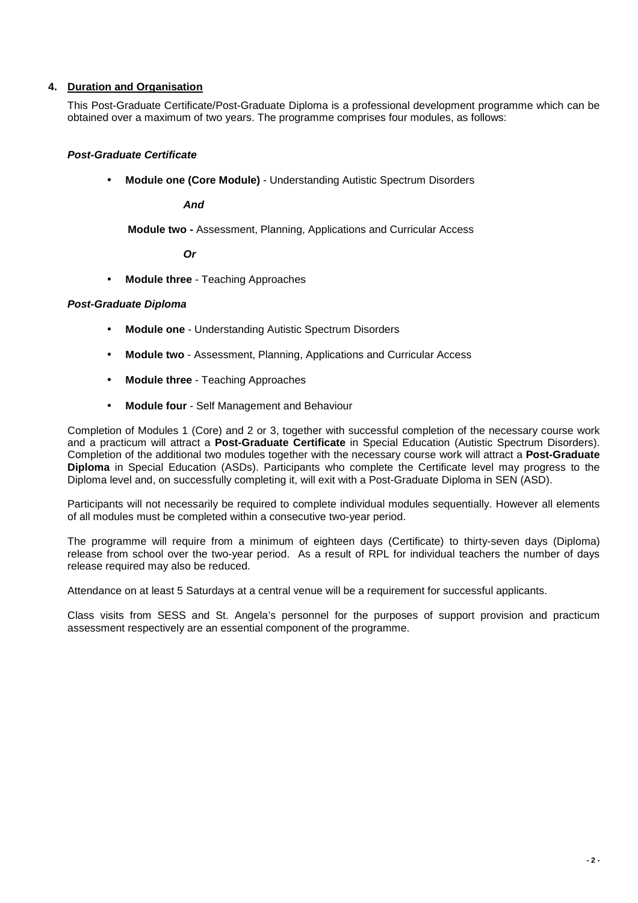## 4. Duration and Organisation

This Post-Graduate Certificate/Post-Graduate Diploma is a professional development programme which can be obtained over a maximum of two years. The programme comprises four modules, as follows:

***Post-Graduate Certificate***

- **Module one (Core Module)** - Understanding Autistic Spectrum Disorders

  ***And***

  **Module two -** Assessment, Planning, Applications and Curricular Access

  ***Or***

- **Module three** - Teaching Approaches

***Post-Graduate Diploma***

- **Module one** - Understanding Autistic Spectrum Disorders
- **Module two** - Assessment, Planning, Applications and Curricular Access
- **Module three** - Teaching Approaches
- **Module four** - Self Management and Behaviour

Completion of Modules 1 (Core) and 2 or 3, together with successful completion of the necessary course work and a practicum will attract a **Post-Graduate Certificate** in Special Education (Autistic Spectrum Disorders). Completion of the additional two modules together with the necessary course work will attract a **Post-Graduate Diploma** in Special Education (ASDs). Participants who complete the Certificate level may progress to the Diploma level and, on successfully completing it, will exit with a Post-Graduate Diploma in SEN (ASD).

Participants will not necessarily be required to complete individual modules sequentially. However all elements of all modules must be completed within a consecutive two-year period.

The programme will require from a minimum of eighteen days (Certificate) to thirty-seven days (Diploma) release from school over the two-year period. As a result of RPL for individual teachers the number of days release required may also be reduced.

Attendance on at least 5 Saturdays at a central venue will be a requirement for successful applicants.

Class visits from SESS and St. Angela's personnel for the purposes of support provision and practicum assessment respectively are an essential component of the programme.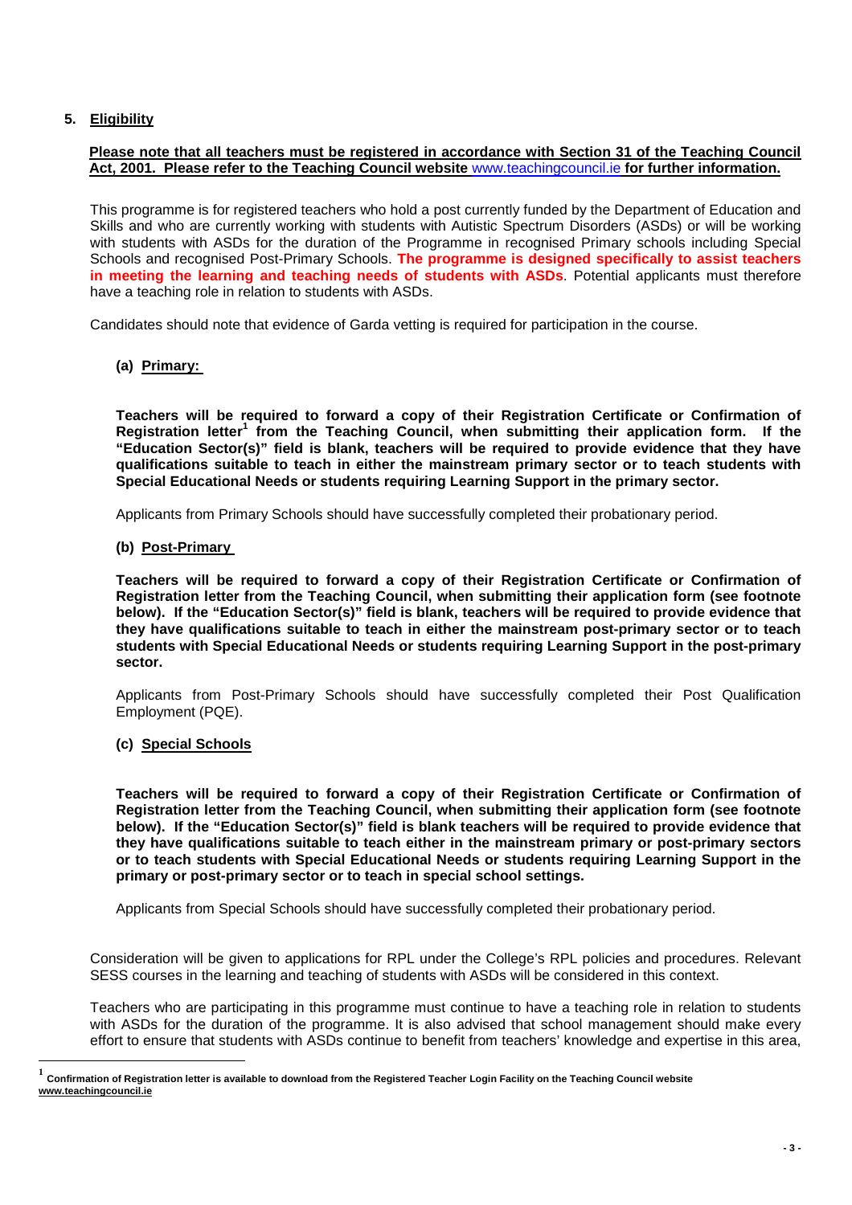## 5. Eligibility

**Please note that all teachers must be registered in accordance with Section 31 of the Teaching Council Act, 2001. Please refer to the Teaching Council website www.teachingcouncil.ie for further information.**

This programme is for registered teachers who hold a post currently funded by the Department of Education and Skills and who are currently working with students with Autistic Spectrum Disorders (ASDs) or will be working with students with ASDs for the duration of the Programme in recognised Primary schools including Special Schools and recognised Post-Primary Schools. **The programme is designed specifically to assist teachers in meeting the learning and teaching needs of students with ASDs**. Potential applicants must therefore have a teaching role in relation to students with ASDs.

Candidates should note that evidence of Garda vetting is required for participation in the course.

### (a) Primary:

**Teachers will be required to forward a copy of their Registration Certificate or Confirmation of Registration letter[1] from the Teaching Council, when submitting their application form. If the "Education Sector(s)" field is blank, teachers will be required to provide evidence that they have qualifications suitable to teach in either the mainstream primary sector or to teach students with Special Educational Needs or students requiring Learning Support in the primary sector.**

Applicants from Primary Schools should have successfully completed their probationary period.

### (b) Post-Primary

**Teachers will be required to forward a copy of their Registration Certificate or Confirmation of Registration letter from the Teaching Council, when submitting their application form (see footnote below). If the "Education Sector(s)" field is blank, teachers will be required to provide evidence that they have qualifications suitable to teach in either the mainstream post-primary sector or to teach students with Special Educational Needs or students requiring Learning Support in the post-primary sector.**

Applicants from Post-Primary Schools should have successfully completed their Post Qualification Employment (PQE).

### (c) Special Schools

**Teachers will be required to forward a copy of their Registration Certificate or Confirmation of Registration letter from the Teaching Council, when submitting their application form (see footnote below). If the "Education Sector(s)" field is blank teachers will be required to provide evidence that they have qualifications suitable to teach either in the mainstream primary or post-primary sectors or to teach students with Special Educational Needs or students requiring Learning Support in the primary or post-primary sector or to teach in special school settings.**

Applicants from Special Schools should have successfully completed their probationary period.

Consideration will be given to applications for RPL under the College's RPL policies and procedures. Relevant SESS courses in the learning and teaching of students with ASDs will be considered in this context.

Teachers who are participating in this programme must continue to have a teaching role in relation to students with ASDs for the duration of the programme. It is also advised that school management should make every effort to ensure that students with ASDs continue to benefit from teachers' knowledge and expertise in this area,

---

[1] **Confirmation of Registration letter is available to download from the Registered Teacher Login Facility on the Teaching Council website www.teachingcouncil.ie**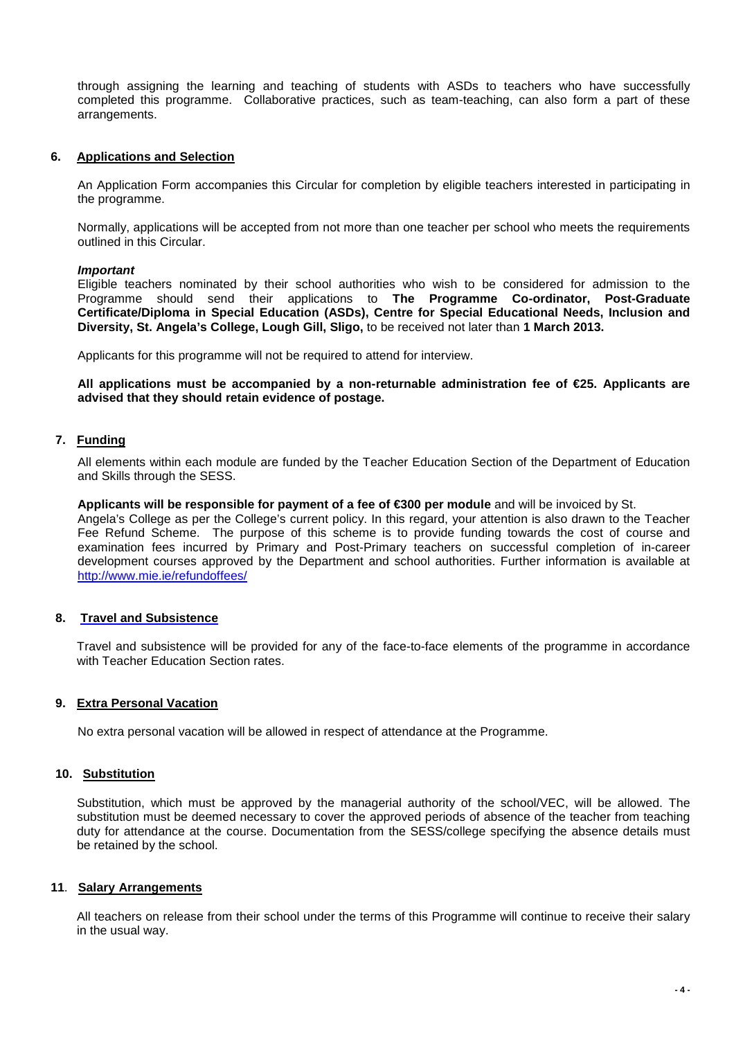through assigning the learning and teaching of students with ASDs to teachers who have successfully completed this programme. Collaborative practices, such as team-teaching, can also form a part of these arrangements.

## 6. Applications and Selection

An Application Form accompanies this Circular for completion by eligible teachers interested in participating in the programme.

Normally, applications will be accepted from not more than one teacher per school who meets the requirements outlined in this Circular.

***Important***

Eligible teachers nominated by their school authorities who wish to be considered for admission to the Programme should send their applications to **The Programme Co-ordinator, Post-Graduate Certificate/Diploma in Special Education (ASDs), Centre for Special Educational Needs, Inclusion and Diversity, St. Angela's College, Lough Gill, Sligo,** to be received not later than **1 March 2013.**

Applicants for this programme will not be required to attend for interview.

**All applications must be accompanied by a non-returnable administration fee of €25. Applicants are advised that they should retain evidence of postage.**

## 7. Funding

All elements within each module are funded by the Teacher Education Section of the Department of Education and Skills through the SESS.

**Applicants will be responsible for payment of a fee of €300 per module** and will be invoiced by St. Angela's College as per the College's current policy. In this regard, your attention is also drawn to the Teacher Fee Refund Scheme. The purpose of this scheme is to provide funding towards the cost of course and examination fees incurred by Primary and Post-Primary teachers on successful completion of in-career development courses approved by the Department and school authorities. Further information is available at http://www.mie.ie/refundoffees/

## 8. Travel and Subsistence

Travel and subsistence will be provided for any of the face-to-face elements of the programme in accordance with Teacher Education Section rates.

## 9. Extra Personal Vacation

No extra personal vacation will be allowed in respect of attendance at the Programme.

## 10. Substitution

Substitution, which must be approved by the managerial authority of the school/VEC, will be allowed. The substitution must be deemed necessary to cover the approved periods of absence of the teacher from teaching duty for attendance at the course. Documentation from the SESS/college specifying the absence details must be retained by the school.

## 11. Salary Arrangements

All teachers on release from their school under the terms of this Programme will continue to receive their salary in the usual way.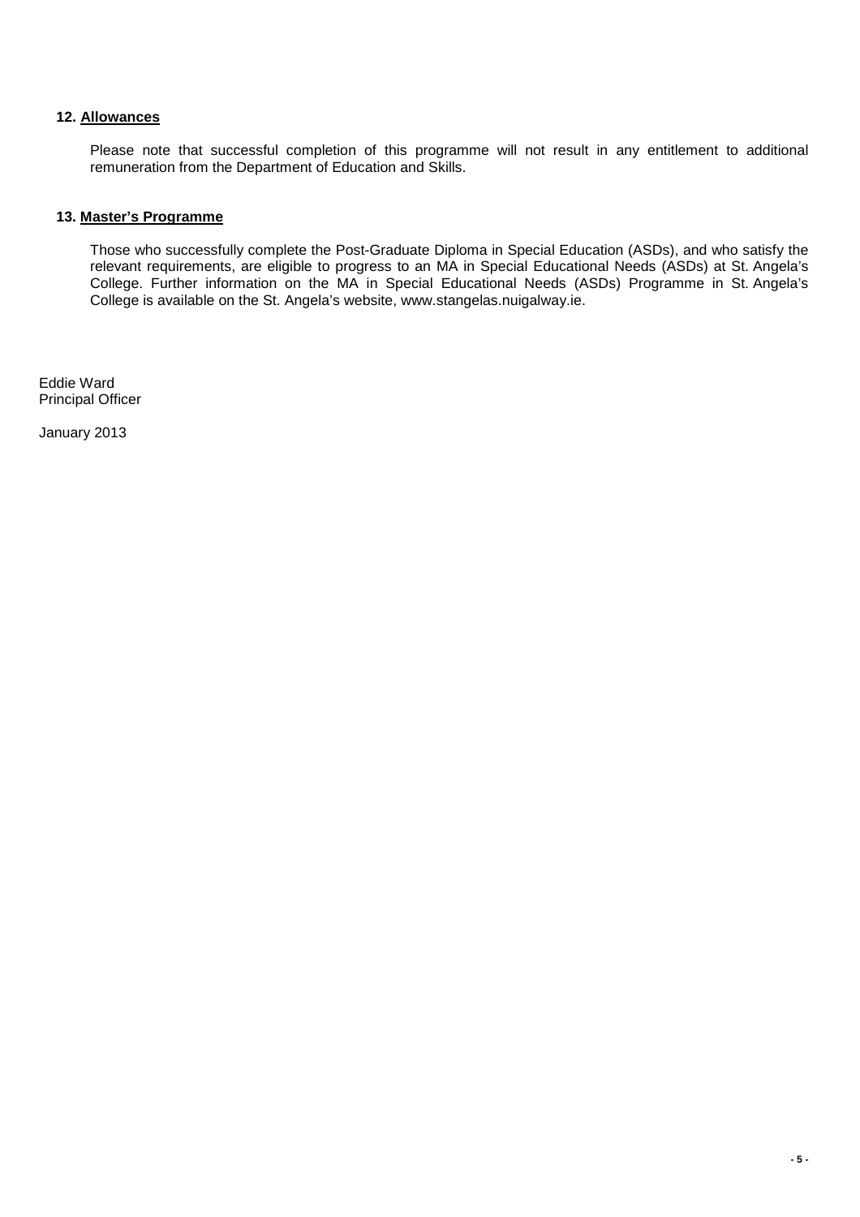## 12. Allowances

Please note that successful completion of this programme will not result in any entitlement to additional remuneration from the Department of Education and Skills.

## 13. Master's Programme

Those who successfully complete the Post-Graduate Diploma in Special Education (ASDs), and who satisfy the relevant requirements, are eligible to progress to an MA in Special Educational Needs (ASDs) at St. Angela's College. Further information on the MA in Special Educational Needs (ASDs) Programme in St. Angela's College is available on the St. Angela's website, www.stangelas.nuigalway.ie.

Eddie Ward
Principal Officer

January 2013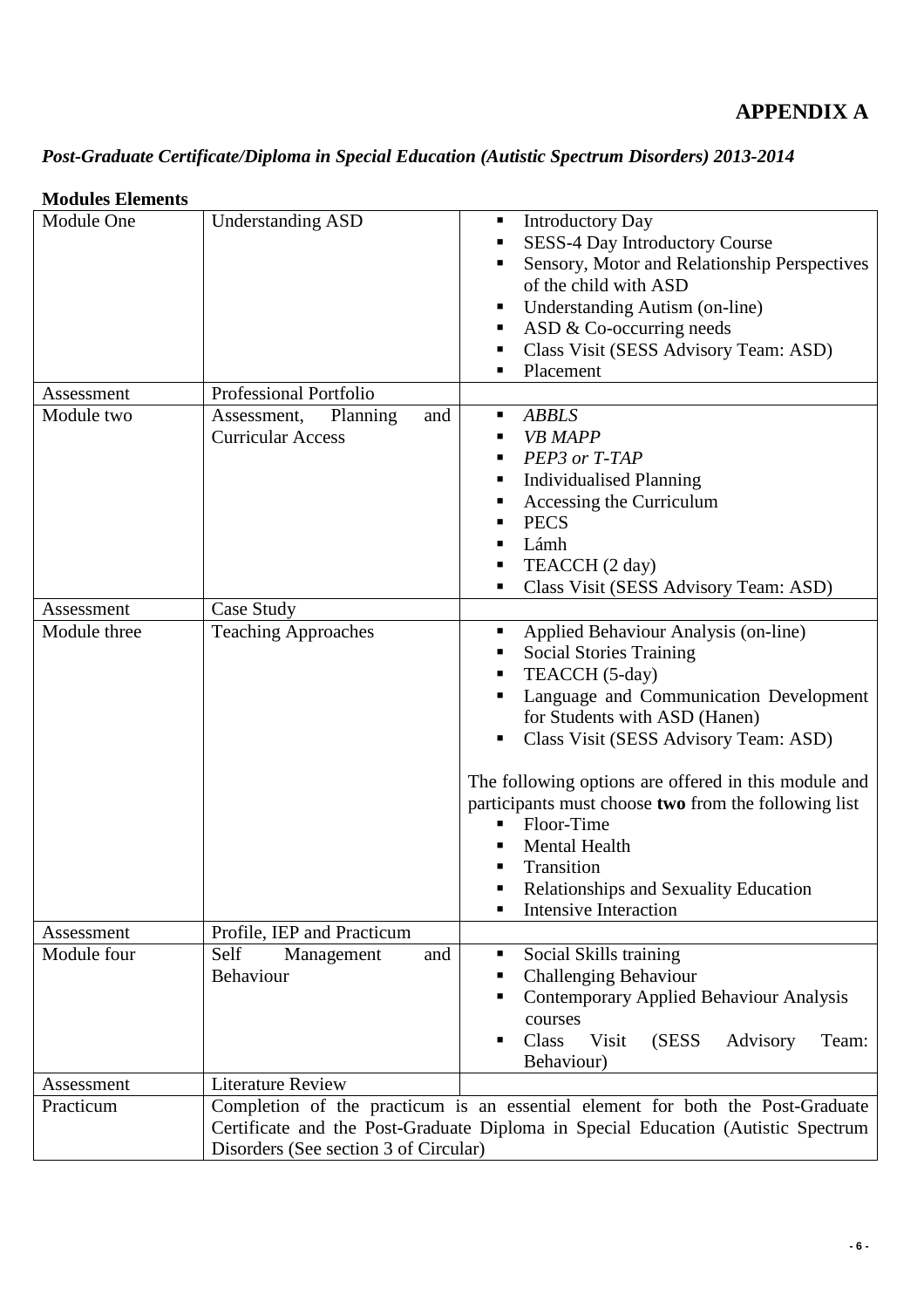# APPENDIX A

***Post-Graduate Certificate/Diploma in Special Education (Autistic Spectrum Disorders) 2013-2014***

**Modules Elements**

| | | |
|---|---|---|
| Module One | Understanding ASD | ▪ Introductory Day<br>▪ SESS-4 Day Introductory Course<br>▪ Sensory, Motor and Relationship Perspectives of the child with ASD<br>▪ Understanding Autism (on-line)<br>▪ ASD & Co-occurring needs<br>▪ Class Visit (SESS Advisory Team: ASD)<br>▪ Placement |
| Assessment | Professional Portfolio | |
| Module two | Assessment, Planning and Curricular Access | ▪ *ABBLS*<br>▪ *VB MAPP*<br>▪ *PEP3 or T-TAP*<br>▪ Individualised Planning<br>▪ Accessing the Curriculum<br>▪ PECS<br>▪ Lámh<br>▪ TEACCH (2 day)<br>▪ Class Visit (SESS Advisory Team: ASD) |
| Assessment | Case Study | |
| Module three | Teaching Approaches | ▪ Applied Behaviour Analysis (on-line)<br>▪ Social Stories Training<br>▪ TEACCH (5-day)<br>▪ Language and Communication Development for Students with ASD (Hanen)<br>▪ Class Visit (SESS Advisory Team: ASD)<br><br>The following options are offered in this module and participants must choose **two** from the following list<br>▪ Floor-Time<br>▪ Mental Health<br>▪ Transition<br>▪ Relationships and Sexuality Education<br>▪ Intensive Interaction |
| Assessment | Profile, IEP and Practicum | |
| Module four | Self Management and Behaviour | ▪ Social Skills training<br>▪ Challenging Behaviour<br>▪ Contemporary Applied Behaviour Analysis courses<br>▪ Class Visit (SESS Advisory Team: Behaviour) |
| Assessment | Literature Review | |
| Practicum | Completion of the practicum is an essential element for both the Post-Graduate Certificate and the Post-Graduate Diploma in Special Education (Autistic Spectrum Disorders (See section 3 of Circular) | |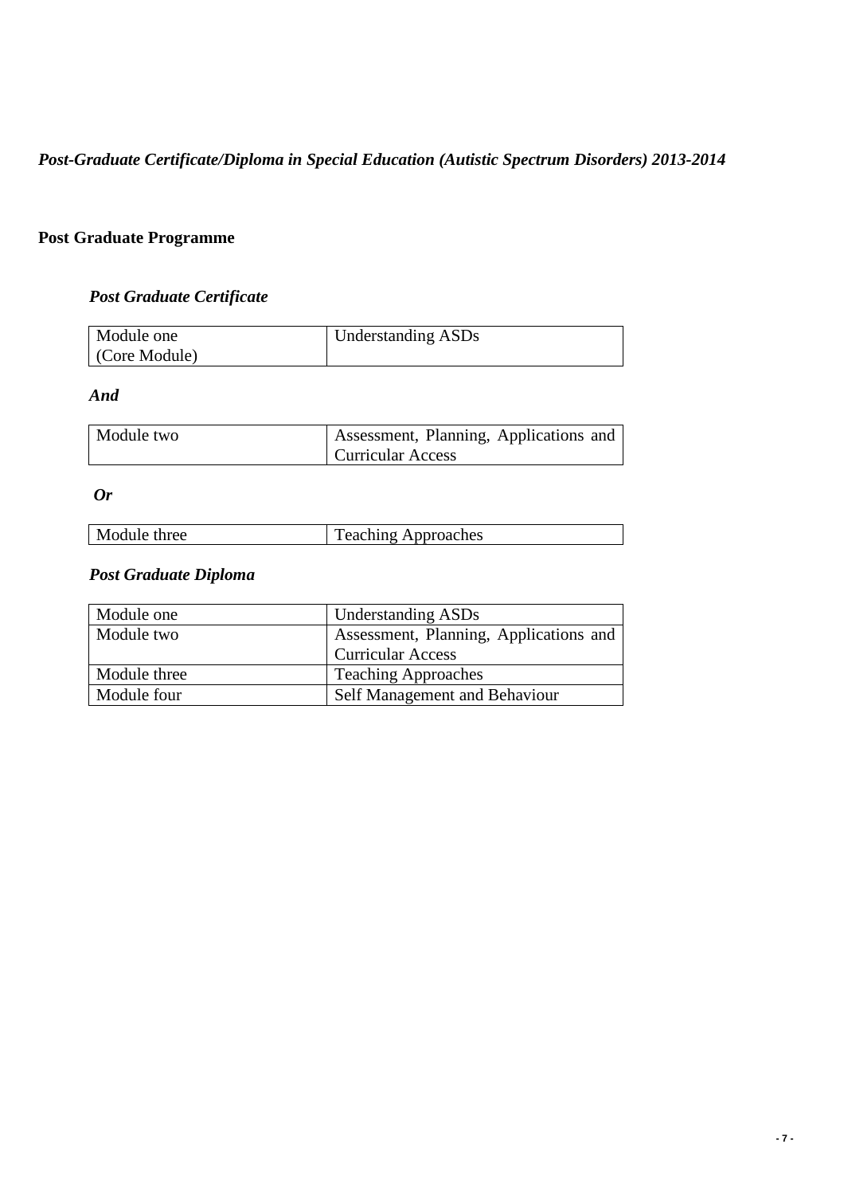***Post-Graduate Certificate/Diploma in Special Education (Autistic Spectrum Disorders) 2013-2014***

## Post Graduate Programme

### *Post Graduate Certificate*

| Module one (Core Module) | Understanding ASDs |
|---|---|

***And***

| Module two | Assessment, Planning, Applications and Curricular Access |
|---|---|

***Or***

| Module three | Teaching Approaches |
|---|---|

### *Post Graduate Diploma*

| Module one | Understanding ASDs |
|---|---|
| Module two | Assessment, Planning, Applications and Curricular Access |
| Module three | Teaching Approaches |
| Module four | Self Management and Behaviour |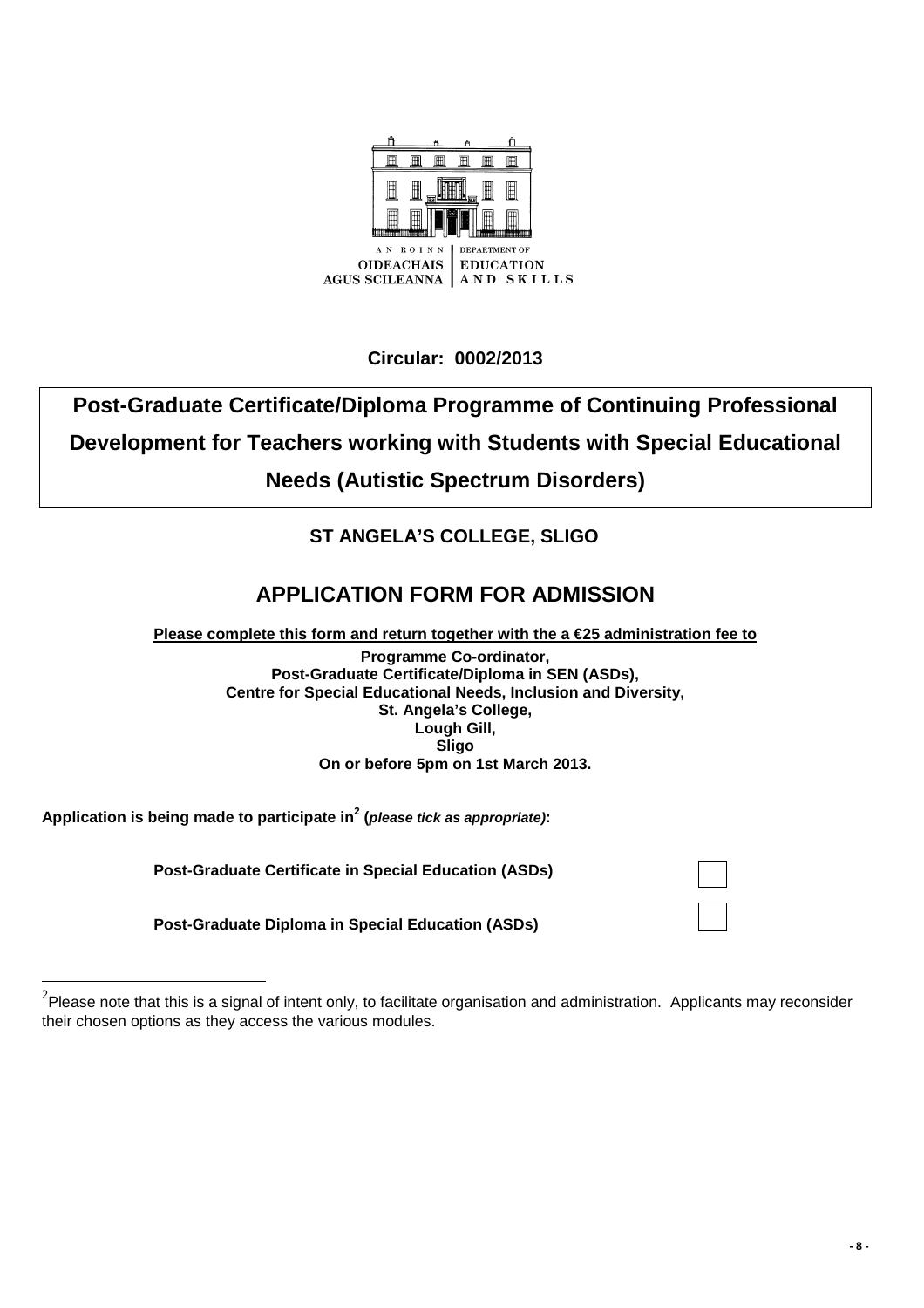AN ROINN OIDEACHAIS AGUS SCILEANNA | DEPARTMENT OF EDUCATION AND SKILLS

**Circular: 0002/2013**

# Post-Graduate Certificate/Diploma Programme of Continuing Professional Development for Teachers working with Students with Special Educational Needs (Autistic Spectrum Disorders)

## ST ANGELA'S COLLEGE, SLIGO

## APPLICATION FORM FOR ADMISSION

**Please complete this form and return together with the a €25 administration fee to**

**Programme Co-ordinator,**
**Post-Graduate Certificate/Diploma in SEN (ASDs),**
**Centre for Special Educational Needs, Inclusion and Diversity,**
**St. Angela's College,**
**Lough Gill,**
**Sligo**
**On or before 5pm on 1st March 2013.**

**Application is being made to participate in[2] (*please tick as appropriate*):**

**Post-Graduate Certificate in Special Education (ASDs)** ☐

**Post-Graduate Diploma in Special Education (ASDs)** ☐

[2] Please note that this is a signal of intent only, to facilitate organisation and administration. Applicants may reconsider their chosen options as they access the various modules.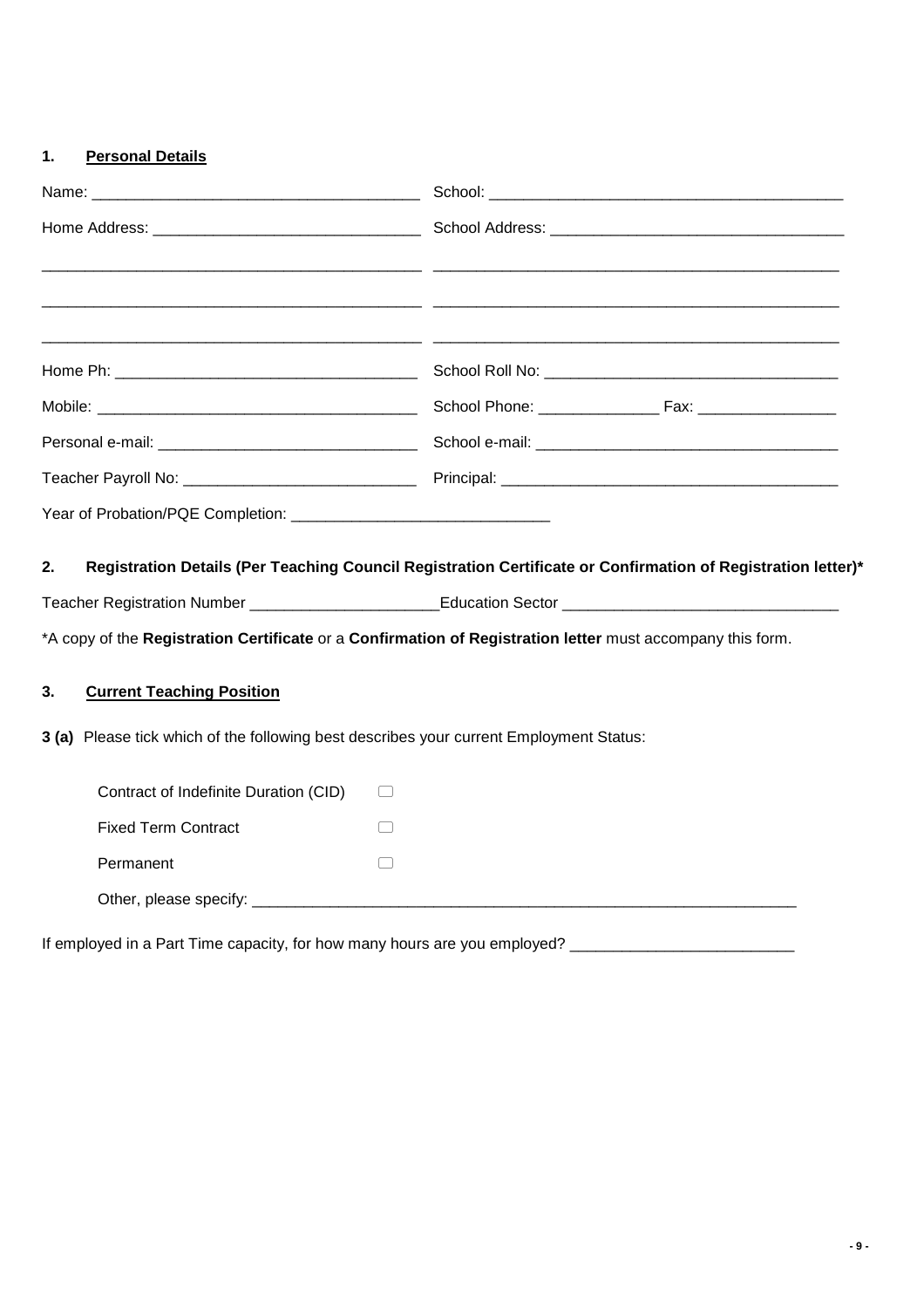## 1. Personal Details

| | |
|---|---|
| Name: ______________________________ | School: ______________________________ |
| Home Address: ______________________________ | School Address: ______________________________ |
| ______________________________ | ______________________________ |
| ______________________________ | ______________________________ |
| ______________________________ | ______________________________ |
| Home Ph: ______________________________ | School Roll No: ______________________________ |
| Mobile: ______________________________ | School Phone: ______________ Fax: ________________ |
| Personal e-mail: ______________________________ | School e-mail: ______________________________ |
| Teacher Payroll No: ______________________________ | Principal: ______________________________ |

Year of Probation/PQE Completion: ______________________________

## 2. Registration Details (Per Teaching Council Registration Certificate or Confirmation of Registration letter)*

Teacher Registration Number ______________________ Education Sector ________________________________

*A copy of the **Registration Certificate** or a **Confirmation of Registration letter** must accompany this form.

## 3. Current Teaching Position

**3 (a)** Please tick which of the following best describes your current Employment Status:

- Contract of Indefinite Duration (CID) ☐
- Fixed Term Contract ☐
- Permanent ☐
- Other, please specify: ________________________________________________________________

If employed in a Part Time capacity, for how many hours are you employed? __________________________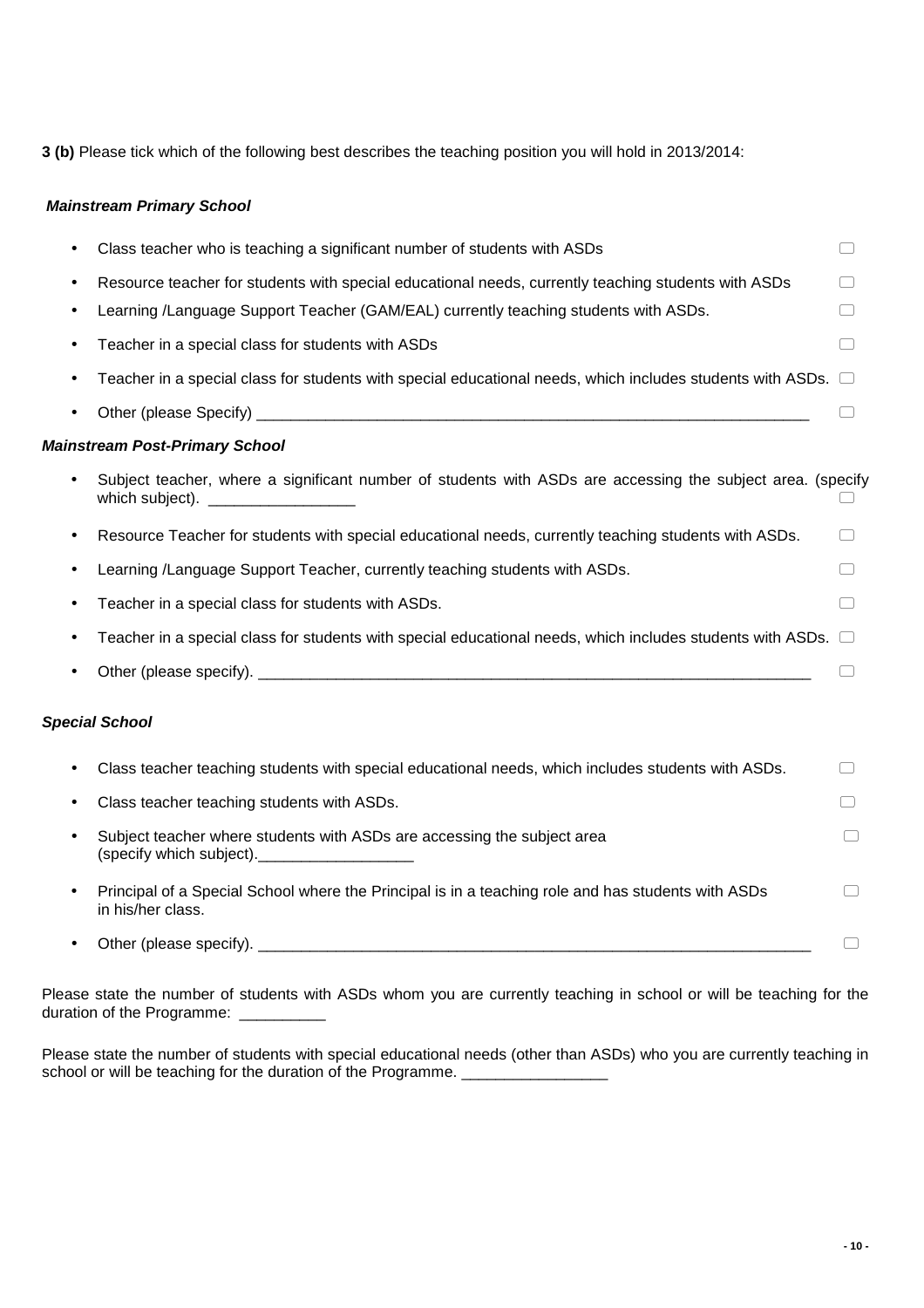**3 (b)** Please tick which of the following best describes the teaching position you will hold in 2013/2014:

***Mainstream Primary School***

- Class teacher who is teaching a significant number of students with ASDs ☐
- Resource teacher for students with special educational needs, currently teaching students with ASDs ☐
- Learning /Language Support Teacher (GAM/EAL) currently teaching students with ASDs. ☐
- Teacher in a special class for students with ASDs ☐
- Teacher in a special class for students with special educational needs, which includes students with ASDs. ☐
- Other (please Specify) ________________________________________________________________ ☐

***Mainstream Post-Primary School***

- Subject teacher, where a significant number of students with ASDs are accessing the subject area. (specify which subject). _________________ ☐
- Resource Teacher for students with special educational needs, currently teaching students with ASDs. ☐
- Learning /Language Support Teacher, currently teaching students with ASDs. ☐
- Teacher in a special class for students with ASDs. ☐
- Teacher in a special class for students with special educational needs, which includes students with ASDs. ☐
- Other (please specify). ________________________________________________________________ ☐

***Special School***

- Class teacher teaching students with special educational needs, which includes students with ASDs. ☐
- Class teacher teaching students with ASDs. ☐
- Subject teacher where students with ASDs are accessing the subject area (specify which subject).__________________ ☐
- Principal of a Special School where the Principal is in a teaching role and has students with ASDs in his/her class. ☐
- Other (please specify). ________________________________________________________________ ☐

Please state the number of students with ASDs whom you are currently teaching in school or will be teaching for the duration of the Programme: __________

Please state the number of students with special educational needs (other than ASDs) who you are currently teaching in school or will be teaching for the duration of the Programme. _________________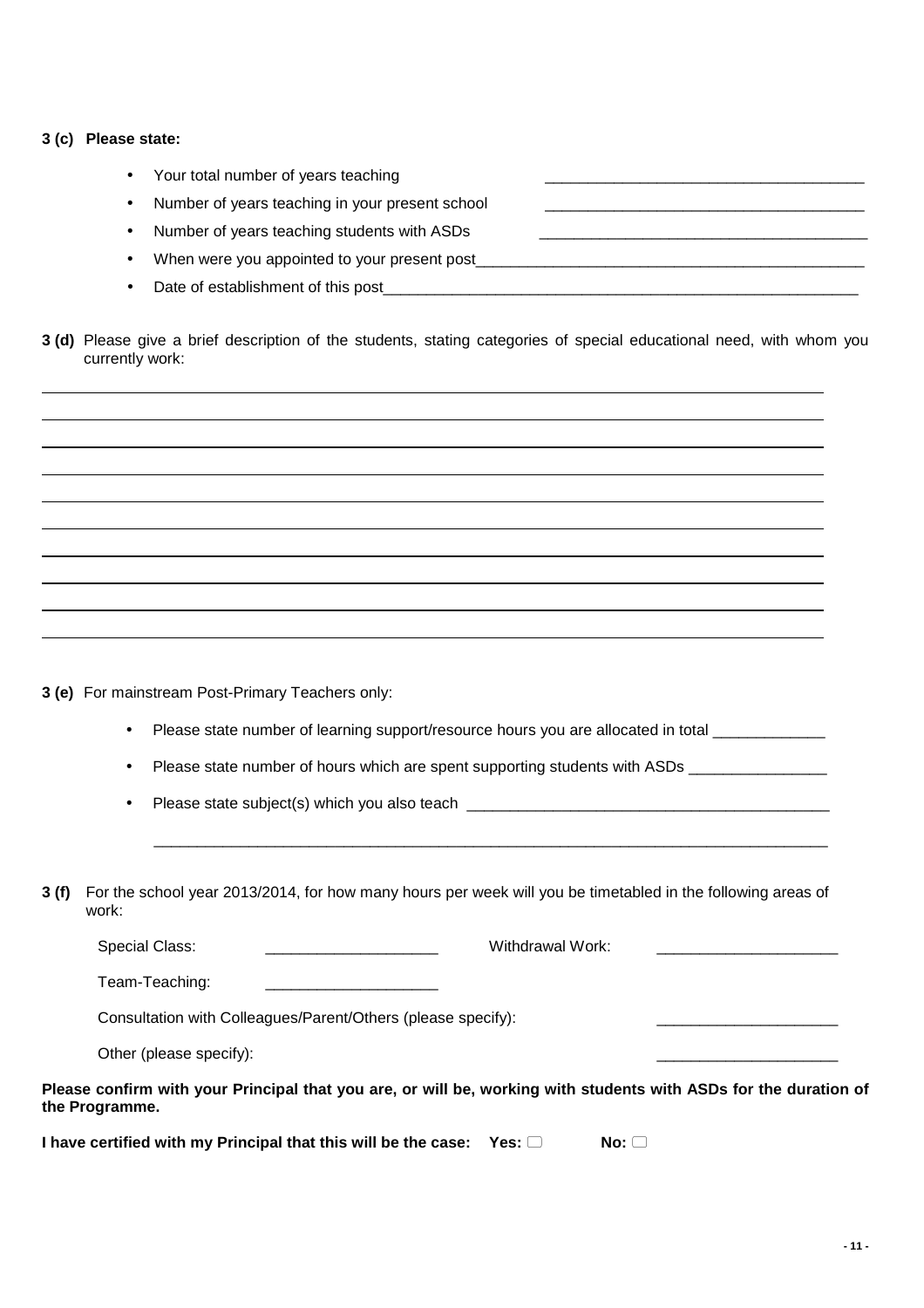**3 (c) Please state:**

- Your total number of years teaching ____________________________________
- Number of years teaching in your present school ____________________________________
- Number of years teaching students with ASDs ____________________________________
- When were you appointed to your present post____________________________________
- Date of establishment of this post____________________________________

**3 (d)** Please give a brief description of the students, stating categories of special educational need, with whom you currently work:

______________________________________________________________________

______________________________________________________________________

______________________________________________________________________

______________________________________________________________________

______________________________________________________________________

______________________________________________________________________

______________________________________________________________________

______________________________________________________________________

______________________________________________________________________

______________________________________________________________________

**3 (e)** For mainstream Post-Primary Teachers only:

- Please state number of learning support/resource hours you are allocated in total _____________
- Please state number of hours which are spent supporting students with ASDs ________________
- Please state subject(s) which you also teach ____________________________________

  ______________________________________________________________________

**3 (f)** For the school year 2013/2014, for how many hours per week will you be timetabled in the following areas of work:

Special Class: ____________________ Withdrawal Work: _____________________

Team-Teaching: ____________________

Consultation with Colleagues/Parent/Others (please specify): _____________________

Other (please specify): _____________________

**Please confirm with your Principal that you are, or will be, working with students with ASDs for the duration of the Programme.**

**I have certified with my Principal that this will be the case: Yes: ☐ No: ☐**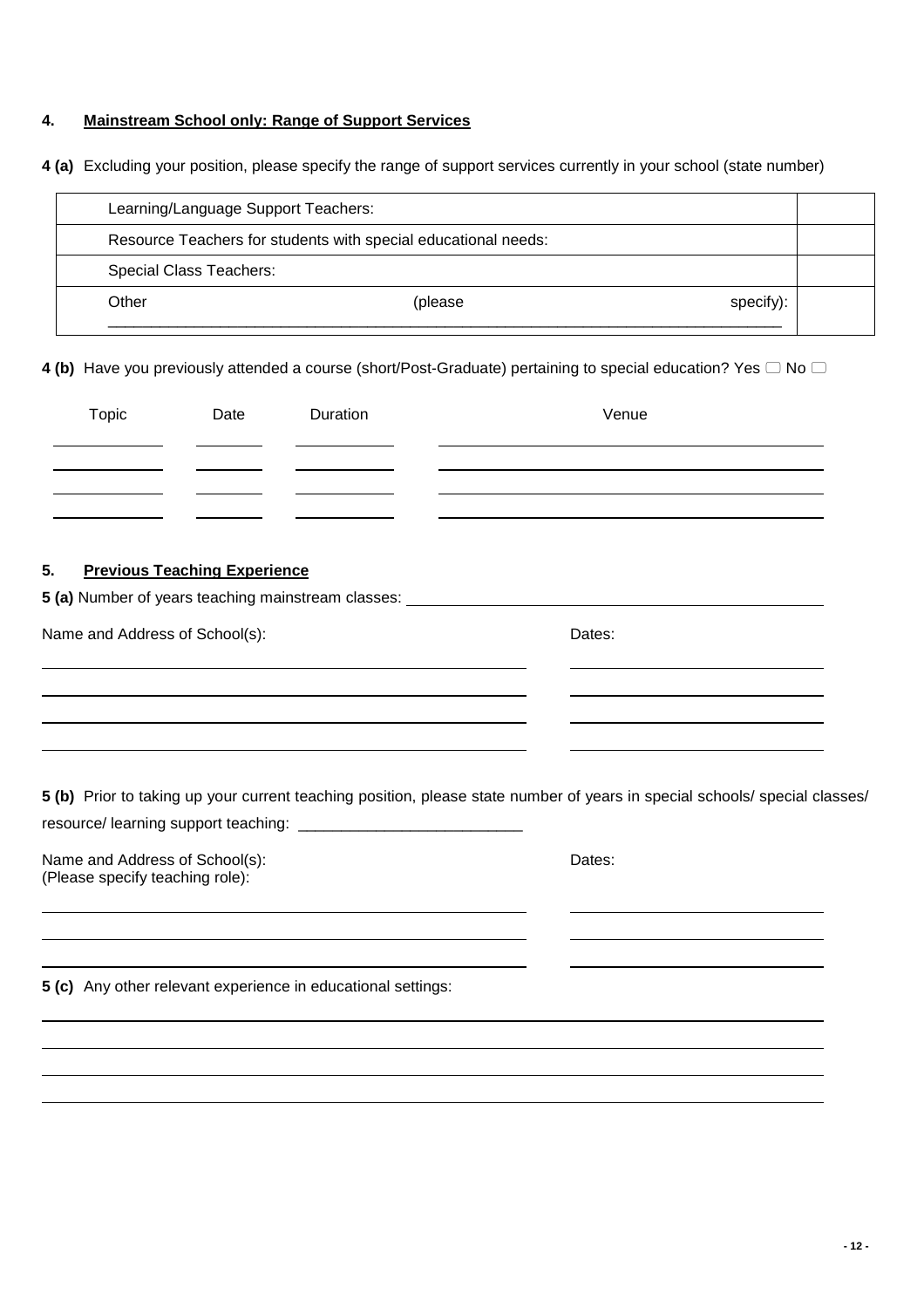## 4. Mainstream School only: Range of Support Services

**4 (a)** Excluding your position, please specify the range of support services currently in your school (state number)

| | |
|---|---|
| Learning/Language Support Teachers: | |
| Resource Teachers for students with special educational needs: | |
| Special Class Teachers: | |
| Other (please specify): ______________________________ | |

**4 (b)** Have you previously attended a course (short/Post-Graduate) pertaining to special education? Yes ☐ No ☐

| Topic | Date | Duration | Venue |
|---|---|---|---|
| | | | |
| | | | |
| | | | |
| | | | |

## 5. Previous Teaching Experience

**5 (a)** Number of years teaching mainstream classes: ______________________________

| Name and Address of School(s): | Dates: |
|---|---|
| | |
| | |
| | |
| | |

**5 (b)** Prior to taking up your current teaching position, please state number of years in special schools/ special classes/ resource/ learning support teaching: __________________________

| Name and Address of School(s): (Please specify teaching role): | Dates: |
|---|---|
| | |
| | |
| | |

**5 (c)** Any other relevant experience in educational settings:

______________________________

______________________________

______________________________

______________________________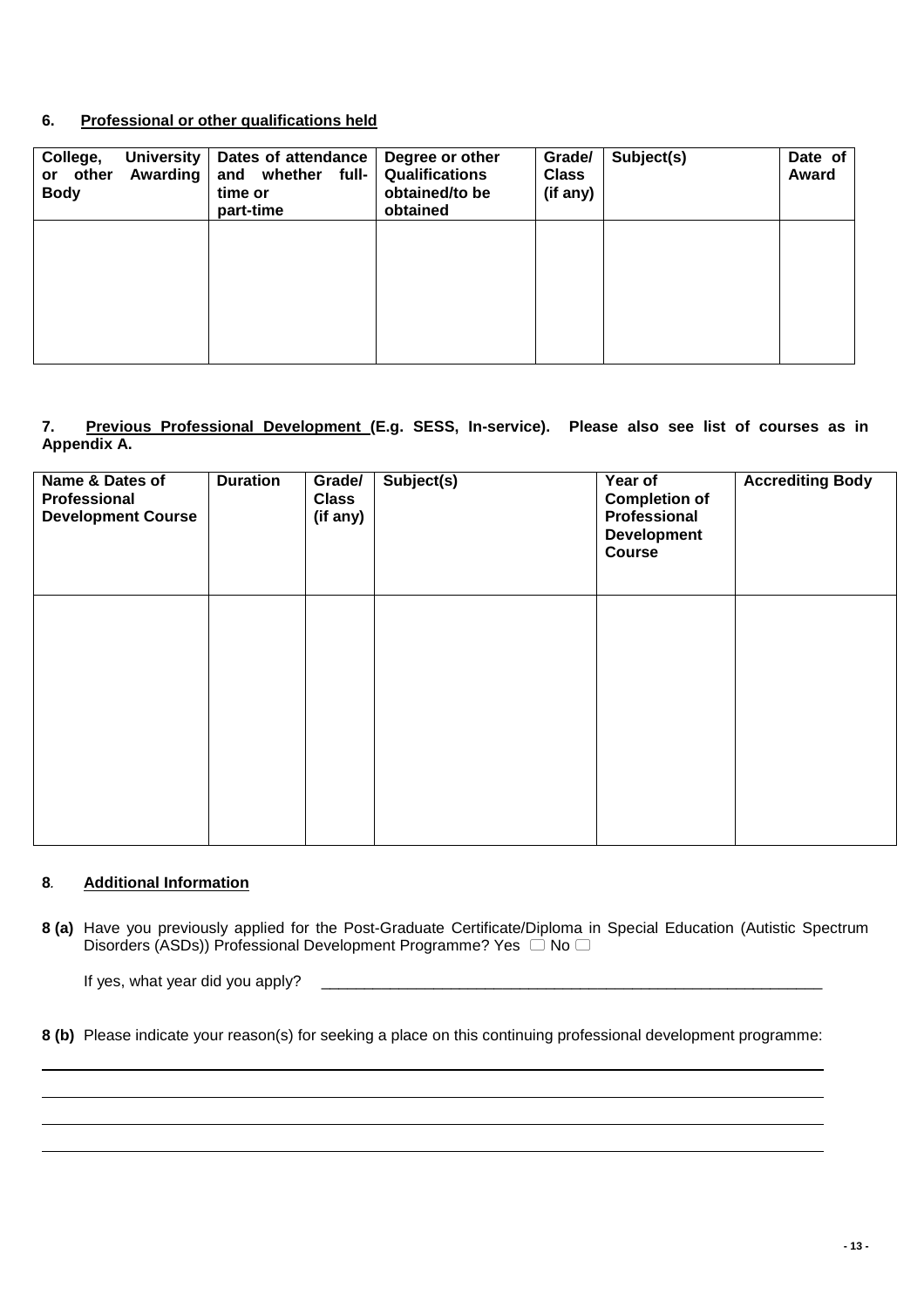### 6. Professional or other qualifications held

| College, University or other Awarding Body | Dates of attendance and whether full-time or part-time | Degree or other Qualifications obtained/to be obtained | Grade/ Class (if any) | Subject(s) | Date of Award |
|---|---|---|---|---|---|
| | | | | | |

### 7. Previous Professional Development (E.g. SESS, In-service). Please also see list of courses as in Appendix A.

| Name & Dates of Professional Development Course | Duration | Grade/ Class (if any) | Subject(s) | Year of Completion of Professional Development Course | Accrediting Body |
|---|---|---|---|---|---|
| | | | | | |

### 8. Additional Information

**8 (a)** Have you previously applied for the Post-Graduate Certificate/Diploma in Special Education (Autistic Spectrum Disorders (ASDs)) Professional Development Programme? Yes ☐ No ☐

If yes, what year did you apply? ____________________________________________________________

**8 (b)** Please indicate your reason(s) for seeking a place on this continuing professional development programme:

_______________________________________________________________________________________

_______________________________________________________________________________________

_______________________________________________________________________________________

_______________________________________________________________________________________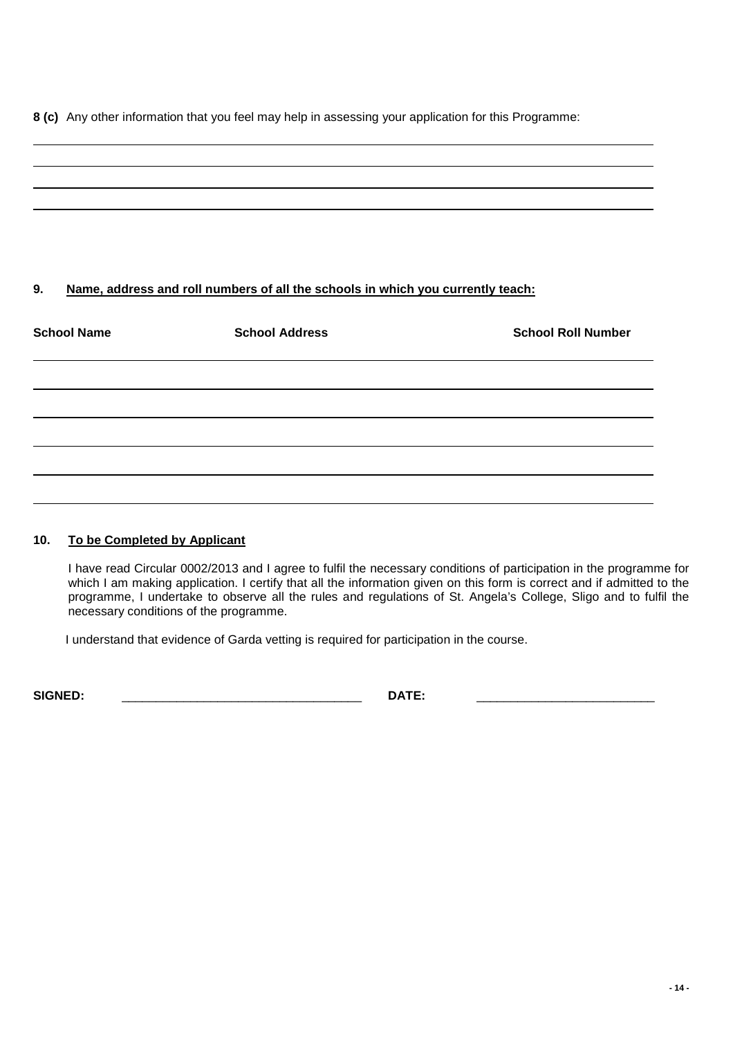**8 (c)** Any other information that you feel may help in assessing your application for this Programme:

## 9. Name, address and roll numbers of all the schools in which you currently teach:

| School Name | School Address | School Roll Number |
| --- | --- | --- |
| | | |
| | | |
| | | |
| | | |
| | | |

## 10. To be Completed by Applicant

I have read Circular 0002/2013 and I agree to fulfil the necessary conditions of participation in the programme for which I am making application. I certify that all the information given on this form is correct and if admitted to the programme, I undertake to observe all the rules and regulations of St. Angela's College, Sligo and to fulfil the necessary conditions of the programme.

I understand that evidence of Garda vetting is required for participation in the course.

**SIGNED:** ___________________________________ **DATE:** __________________________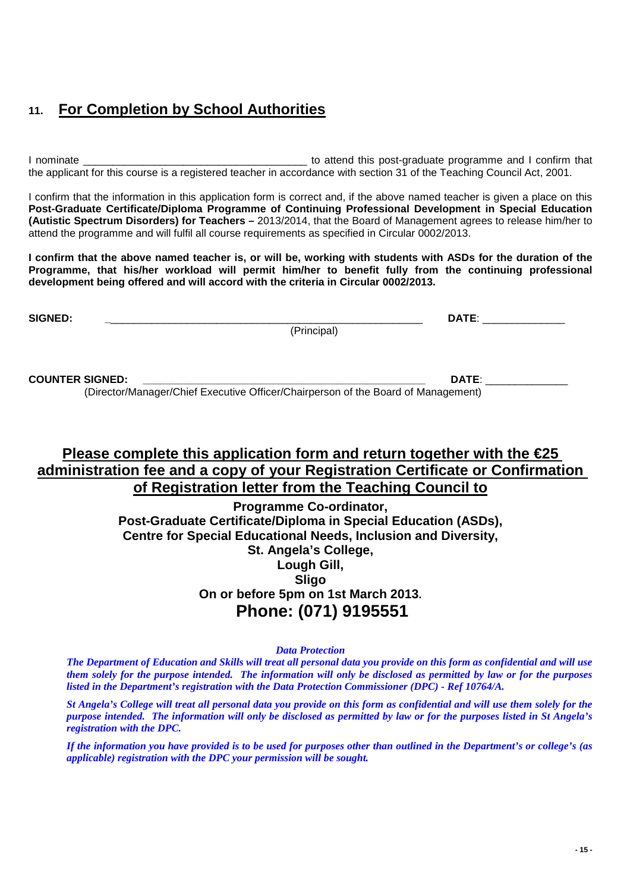## 11. For Completion by School Authorities

I nominate _____________________________________ to attend this post-graduate programme and I confirm that the applicant for this course is a registered teacher in accordance with section 31 of the Teaching Council Act, 2001.

I confirm that the information in this application form is correct and, if the above named teacher is given a place on this **Post-Graduate Certificate/Diploma Programme of Continuing Professional Development in Special Education (Autistic Spectrum Disorders) for Teachers –** 2013/2014, that the Board of Management agrees to release him/her to attend the programme and will fulfil all course requirements as specified in Circular 0002/2013.

**I confirm that the above named teacher is, or will be, working with students with ASDs for the duration of the Programme, that his/her workload will permit him/her to benefit fully from the continuing professional development being offered and will accord with the criteria in Circular 0002/2013.**

**SIGNED:** _____________________________________________________ **DATE**: ______________

(Principal)

**COUNTER SIGNED:** _________________________________________________ **DATE**: ______________

(Director/Manager/Chief Executive Officer/Chairperson of the Board of Management)

**Please complete this application form and return together with the €25 administration fee and a copy of your Registration Certificate or Confirmation of Registration letter from the Teaching Council to**

**Programme Co-ordinator,**
**Post-Graduate Certificate/Diploma in Special Education (ASDs),**
**Centre for Special Educational Needs, Inclusion and Diversity,**
**St. Angela's College,**
**Lough Gill,**
**Sligo**
**On or before 5pm on 1st March 2013.**
**Phone: (071) 9195551**

***Data Protection***

***The Department of Education and Skills will treat all personal data you provide on this form as confidential and will use them solely for the purpose intended. The information will only be disclosed as permitted by law or for the purposes listed in the Department's registration with the Data Protection Commissioner (DPC) - Ref 10764/A.***

***St Angela's College will treat all personal data you provide on this form as confidential and will use them solely for the purpose intended. The information will only be disclosed as permitted by law or for the purposes listed in St Angela's registration with the DPC.***

***If the information you have provided is to be used for purposes other than outlined in the Department's or college's (as applicable) registration with the DPC your permission will be sought.***